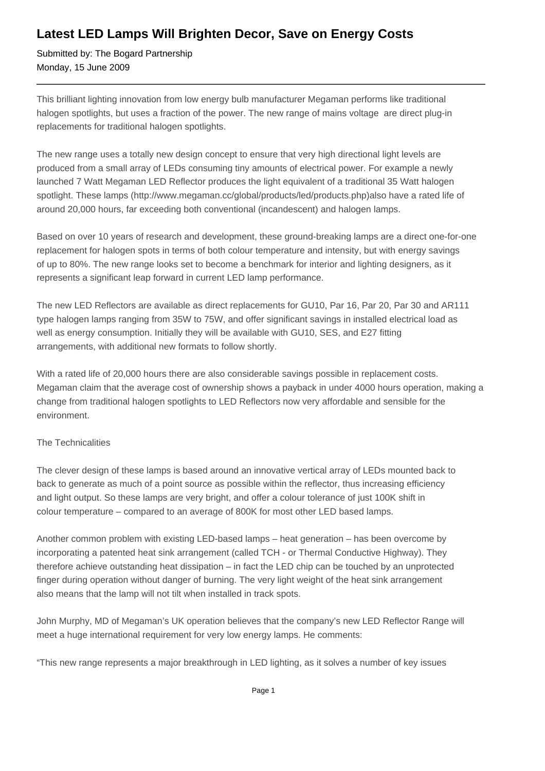# Latest LED Lamps Will Brighten Decor, Save on Energy Costs

Submitted by: The Bogard Partnership
Monday, 15 June 2009

---

This brilliant lighting innovation from low energy bulb manufacturer Megaman performs like traditional halogen spotlights, but uses a fraction of the power. The new range of mains voltage  are direct plug-in replacements for traditional halogen spotlights.

The new range uses a totally new design concept to ensure that very high directional light levels are produced from a small array of LEDs consuming tiny amounts of electrical power. For example a newly launched 7 Watt Megaman LED Reflector produces the light equivalent of a traditional 35 Watt halogen spotlight. These lamps (http://www.megaman.cc/global/products/led/products.php)also have a rated life of around 20,000 hours, far exceeding both conventional (incandescent) and halogen lamps.

Based on over 10 years of research and development, these ground-breaking lamps are a direct one-for-one replacement for halogen spots in terms of both colour temperature and intensity, but with energy savings of up to 80%. The new range looks set to become a benchmark for interior and lighting designers, as it represents a significant leap forward in current LED lamp performance.

The new LED Reflectors are available as direct replacements for GU10, Par 16, Par 20, Par 30 and AR111 type halogen lamps ranging from 35W to 75W, and offer significant savings in installed electrical load as well as energy consumption. Initially they will be available with GU10, SES, and E27 fitting arrangements, with additional new formats to follow shortly.

With a rated life of 20,000 hours there are also considerable savings possible in replacement costs. Megaman claim that the average cost of ownership shows a payback in under 4000 hours operation, making a change from traditional halogen spotlights to LED Reflectors now very affordable and sensible for the environment.

The Technicalities

The clever design of these lamps is based around an innovative vertical array of LEDs mounted back to back to generate as much of a point source as possible within the reflector, thus increasing efficiency and light output. So these lamps are very bright, and offer a colour tolerance of just 100K shift in colour temperature – compared to an average of 800K for most other LED based lamps.

Another common problem with existing LED-based lamps – heat generation – has been overcome by incorporating a patented heat sink arrangement (called TCH - or Thermal Conductive Highway). They therefore achieve outstanding heat dissipation – in fact the LED chip can be touched by an unprotected finger during operation without danger of burning. The very light weight of the heat sink arrangement also means that the lamp will not tilt when installed in track spots.

John Murphy, MD of Megaman's UK operation believes that the company's new LED Reflector Range will meet a huge international requirement for very low energy lamps. He comments:

"This new range represents a major breakthrough in LED lighting, as it solves a number of key issues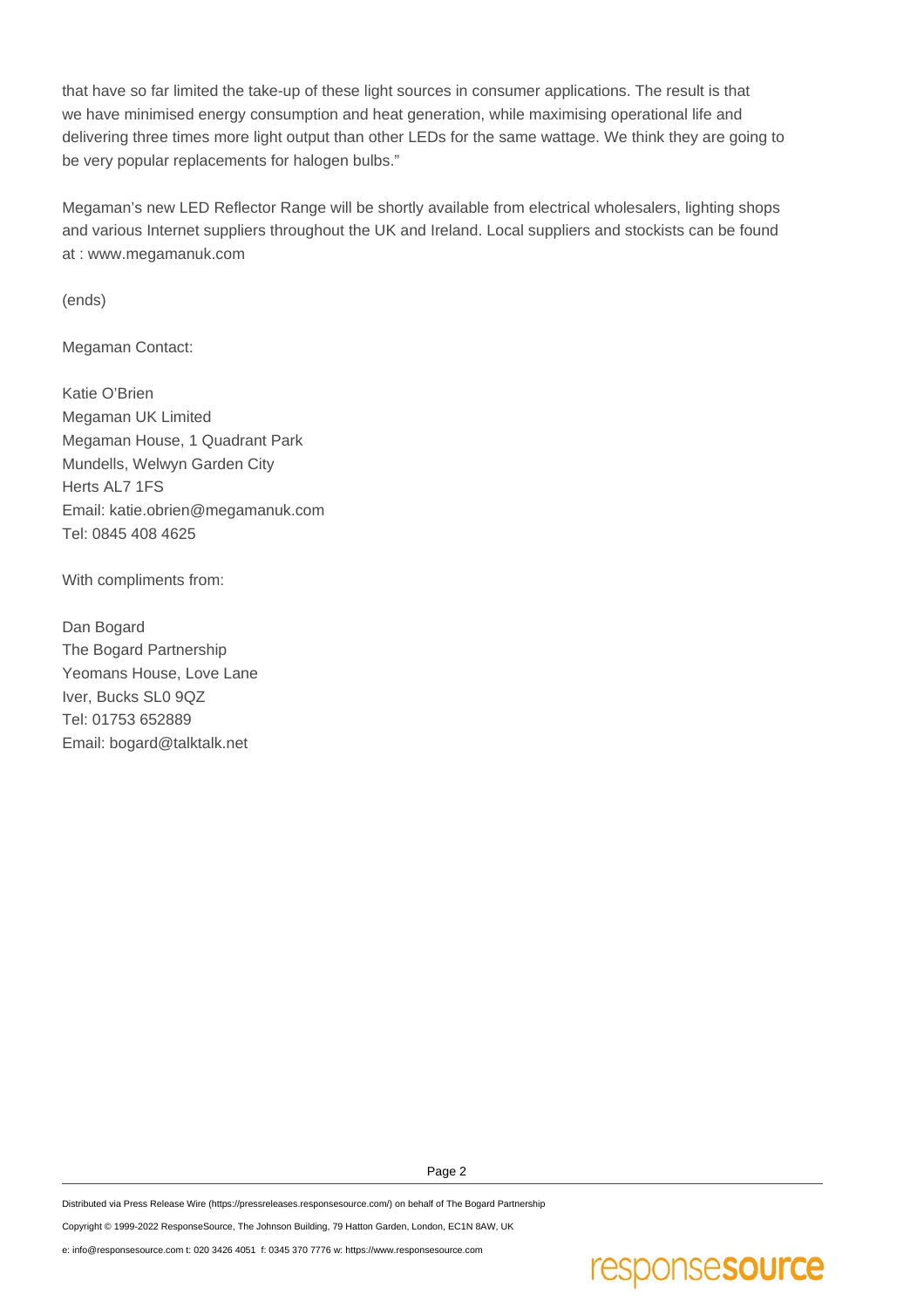that have so far limited the take-up of these light sources in consumer applications. The result is that we have minimised energy consumption and heat generation, while maximising operational life and delivering three times more light output than other LEDs for the same wattage. We think they are going to be very popular replacements for halogen bulbs."

Megaman's new LED Reflector Range will be shortly available from electrical wholesalers, lighting shops and various Internet suppliers throughout the UK and Ireland. Local suppliers and stockists can be found at : www.megamanuk.com

(ends)

Megaman Contact:

Katie O'Brien  
Megaman UK Limited  
Megaman House, 1 Quadrant Park  
Mundells, Welwyn Garden City  
Herts AL7 1FS  
Email: katie.obrien@megamanuk.com  
Tel: 0845 408 4625

With compliments from:

Dan Bogard  
The Bogard Partnership  
Yeomans House, Love Lane  
Iver, Bucks SL0 9QZ  
Tel: 01753 652889  
Email: bogard@talktalk.net